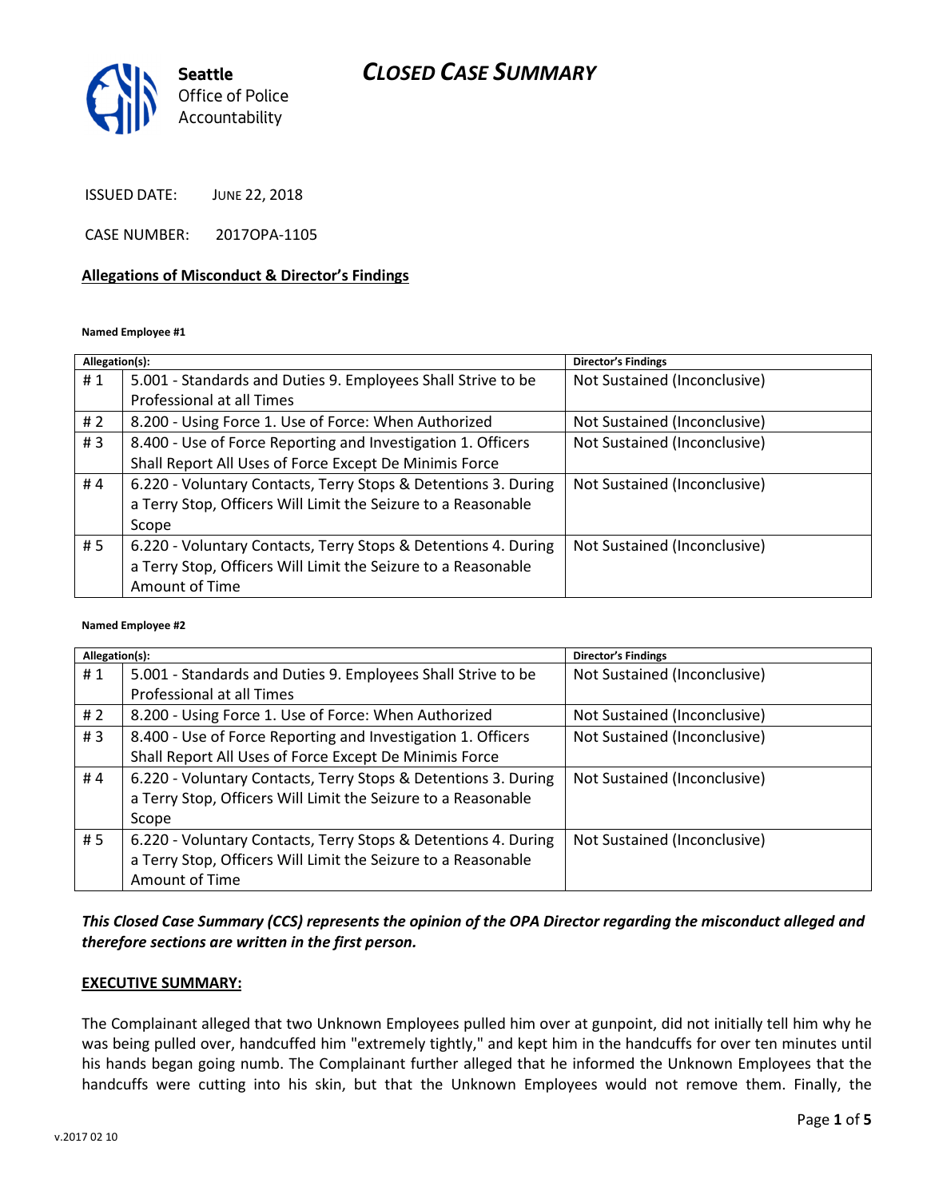# CLOSED CASE SUMMARY

Seattle Office of Police Accountability

ISSUED DATE: JUNE 22, 2018

CASE NUMBER: 2017OPA-1105

**Allegations of Misconduct & Director's Findings**

**Named Employee #1**

| Allegation(s): | | Director's Findings |
|---|---|---|
| # 1 | 5.001 - Standards and Duties 9. Employees Shall Strive to be Professional at all Times | Not Sustained (Inconclusive) |
| # 2 | 8.200 - Using Force 1. Use of Force: When Authorized | Not Sustained (Inconclusive) |
| # 3 | 8.400 - Use of Force Reporting and Investigation 1. Officers Shall Report All Uses of Force Except De Minimis Force | Not Sustained (Inconclusive) |
| # 4 | 6.220 - Voluntary Contacts, Terry Stops & Detentions 3. During a Terry Stop, Officers Will Limit the Seizure to a Reasonable Scope | Not Sustained (Inconclusive) |
| # 5 | 6.220 - Voluntary Contacts, Terry Stops & Detentions 4. During a Terry Stop, Officers Will Limit the Seizure to a Reasonable Amount of Time | Not Sustained (Inconclusive) |

**Named Employee #2**

| Allegation(s): | | Director's Findings |
|---|---|---|
| # 1 | 5.001 - Standards and Duties 9. Employees Shall Strive to be Professional at all Times | Not Sustained (Inconclusive) |
| # 2 | 8.200 - Using Force 1. Use of Force: When Authorized | Not Sustained (Inconclusive) |
| # 3 | 8.400 - Use of Force Reporting and Investigation 1. Officers Shall Report All Uses of Force Except De Minimis Force | Not Sustained (Inconclusive) |
| # 4 | 6.220 - Voluntary Contacts, Terry Stops & Detentions 3. During a Terry Stop, Officers Will Limit the Seizure to a Reasonable Scope | Not Sustained (Inconclusive) |
| # 5 | 6.220 - Voluntary Contacts, Terry Stops & Detentions 4. During a Terry Stop, Officers Will Limit the Seizure to a Reasonable Amount of Time | Not Sustained (Inconclusive) |

***This Closed Case Summary (CCS) represents the opinion of the OPA Director regarding the misconduct alleged and therefore sections are written in the first person.***

**EXECUTIVE SUMMARY:**

The Complainant alleged that two Unknown Employees pulled him over at gunpoint, did not initially tell him why he was being pulled over, handcuffed him "extremely tightly," and kept him in the handcuffs for over ten minutes until his hands began going numb. The Complainant further alleged that he informed the Unknown Employees that the handcuffs were cutting into his skin, but that the Unknown Employees would not remove them. Finally, the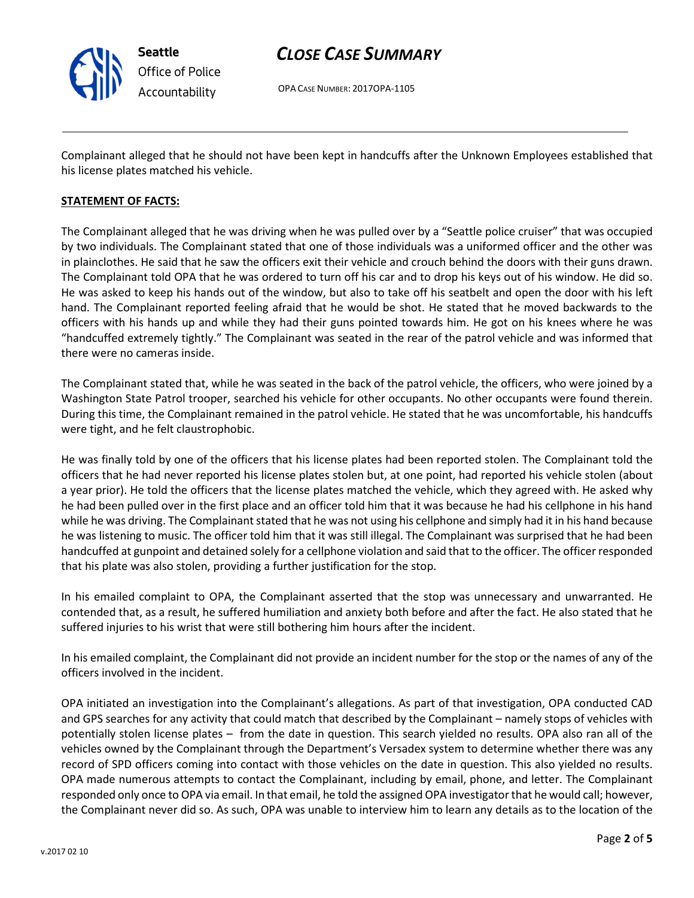Complainant alleged that he should not have been kept in handcuffs after the Unknown Employees established that his license plates matched his vehicle.

**STATEMENT OF FACTS:**

The Complainant alleged that he was driving when he was pulled over by a "Seattle police cruiser" that was occupied by two individuals. The Complainant stated that one of those individuals was a uniformed officer and the other was in plainclothes. He said that he saw the officers exit their vehicle and crouch behind the doors with their guns drawn. The Complainant told OPA that he was ordered to turn off his car and to drop his keys out of his window. He did so. He was asked to keep his hands out of the window, but also to take off his seatbelt and open the door with his left hand. The Complainant reported feeling afraid that he would be shot. He stated that he moved backwards to the officers with his hands up and while they had their guns pointed towards him. He got on his knees where he was "handcuffed extremely tightly." The Complainant was seated in the rear of the patrol vehicle and was informed that there were no cameras inside.

The Complainant stated that, while he was seated in the back of the patrol vehicle, the officers, who were joined by a Washington State Patrol trooper, searched his vehicle for other occupants. No other occupants were found therein. During this time, the Complainant remained in the patrol vehicle. He stated that he was uncomfortable, his handcuffs were tight, and he felt claustrophobic.

He was finally told by one of the officers that his license plates had been reported stolen. The Complainant told the officers that he had never reported his license plates stolen but, at one point, had reported his vehicle stolen (about a year prior). He told the officers that the license plates matched the vehicle, which they agreed with. He asked why he had been pulled over in the first place and an officer told him that it was because he had his cellphone in his hand while he was driving. The Complainant stated that he was not using his cellphone and simply had it in his hand because he was listening to music. The officer told him that it was still illegal. The Complainant was surprised that he had been handcuffed at gunpoint and detained solely for a cellphone violation and said that to the officer. The officer responded that his plate was also stolen, providing a further justification for the stop.

In his emailed complaint to OPA, the Complainant asserted that the stop was unnecessary and unwarranted. He contended that, as a result, he suffered humiliation and anxiety both before and after the fact. He also stated that he suffered injuries to his wrist that were still bothering him hours after the incident.

In his emailed complaint, the Complainant did not provide an incident number for the stop or the names of any of the officers involved in the incident.

OPA initiated an investigation into the Complainant's allegations. As part of that investigation, OPA conducted CAD and GPS searches for any activity that could match that described by the Complainant – namely stops of vehicles with potentially stolen license plates – from the date in question. This search yielded no results. OPA also ran all of the vehicles owned by the Complainant through the Department's Versadex system to determine whether there was any record of SPD officers coming into contact with those vehicles on the date in question. This also yielded no results. OPA made numerous attempts to contact the Complainant, including by email, phone, and letter. The Complainant responded only once to OPA via email. In that email, he told the assigned OPA investigator that he would call; however, the Complainant never did so. As such, OPA was unable to interview him to learn any details as to the location of the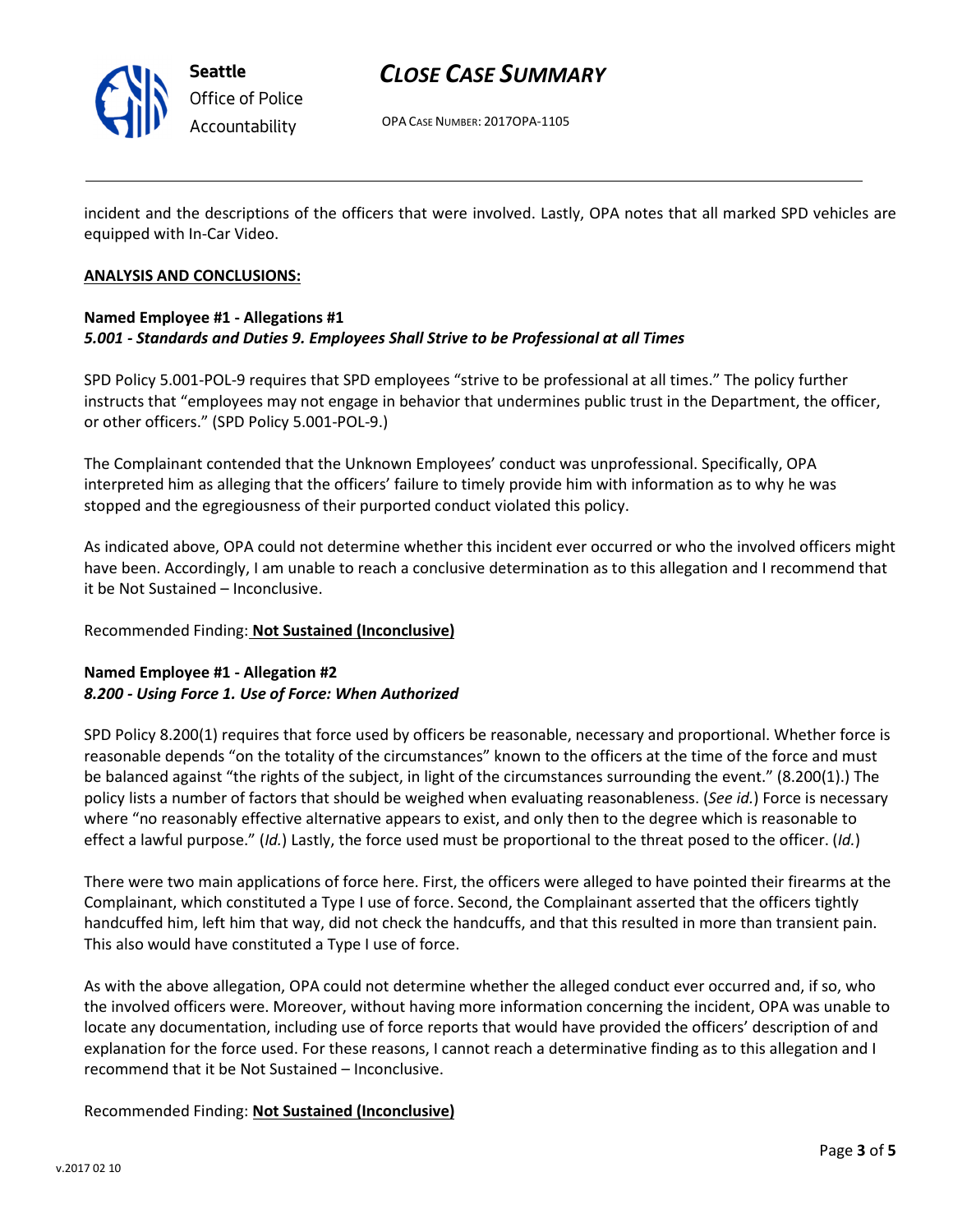incident and the descriptions of the officers that were involved. Lastly, OPA notes that all marked SPD vehicles are equipped with In-Car Video.

**ANALYSIS AND CONCLUSIONS:**

**Named Employee #1 - Allegations #1**
***5.001 - Standards and Duties 9. Employees Shall Strive to be Professional at all Times***

SPD Policy 5.001-POL-9 requires that SPD employees "strive to be professional at all times." The policy further instructs that "employees may not engage in behavior that undermines public trust in the Department, the officer, or other officers." (SPD Policy 5.001-POL-9.)

The Complainant contended that the Unknown Employees' conduct was unprofessional. Specifically, OPA interpreted him as alleging that the officers' failure to timely provide him with information as to why he was stopped and the egregiousness of their purported conduct violated this policy.

As indicated above, OPA could not determine whether this incident ever occurred or who the involved officers might have been. Accordingly, I am unable to reach a conclusive determination as to this allegation and I recommend that it be Not Sustained – Inconclusive.

Recommended Finding: **Not Sustained (Inconclusive)**

**Named Employee #1 - Allegation #2**
***8.200 - Using Force 1. Use of Force: When Authorized***

SPD Policy 8.200(1) requires that force used by officers be reasonable, necessary and proportional. Whether force is reasonable depends "on the totality of the circumstances" known to the officers at the time of the force and must be balanced against "the rights of the subject, in light of the circumstances surrounding the event." (8.200(1).) The policy lists a number of factors that should be weighed when evaluating reasonableness. (*See id.*) Force is necessary where "no reasonably effective alternative appears to exist, and only then to the degree which is reasonable to effect a lawful purpose." (*Id.*) Lastly, the force used must be proportional to the threat posed to the officer. (*Id.*)

There were two main applications of force here. First, the officers were alleged to have pointed their firearms at the Complainant, which constituted a Type I use of force. Second, the Complainant asserted that the officers tightly handcuffed him, left him that way, did not check the handcuffs, and that this resulted in more than transient pain. This also would have constituted a Type I use of force.

As with the above allegation, OPA could not determine whether the alleged conduct ever occurred and, if so, who the involved officers were. Moreover, without having more information concerning the incident, OPA was unable to locate any documentation, including use of force reports that would have provided the officers' description of and explanation for the force used. For these reasons, I cannot reach a determinative finding as to this allegation and I recommend that it be Not Sustained – Inconclusive.

Recommended Finding: **Not Sustained (Inconclusive)**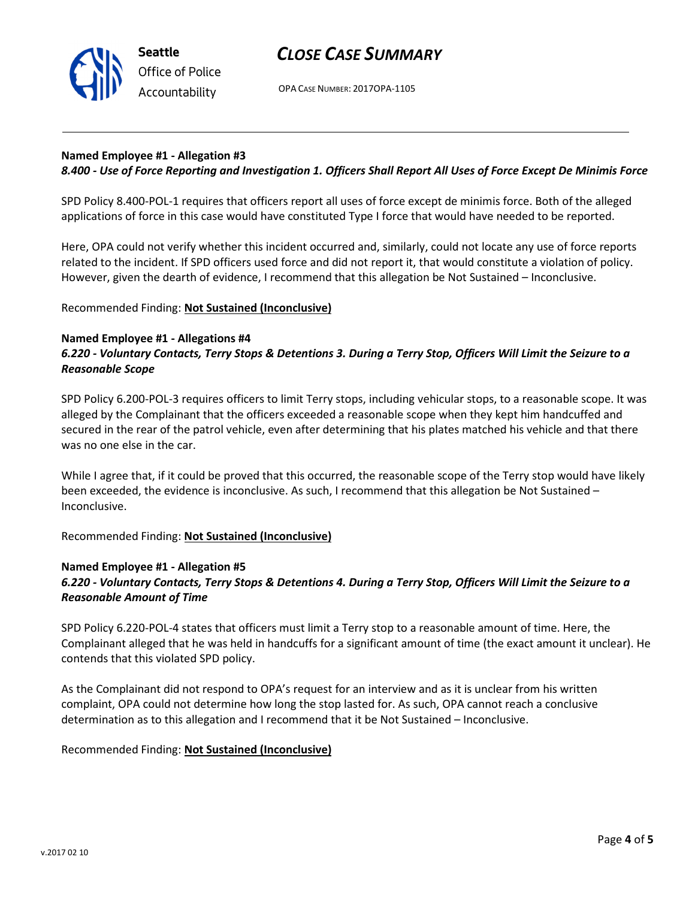**Named Employee #1 - Allegation #3**
***8.400 - Use of Force Reporting and Investigation 1. Officers Shall Report All Uses of Force Except De Minimis Force***

SPD Policy 8.400-POL-1 requires that officers report all uses of force except de minimis force. Both of the alleged applications of force in this case would have constituted Type I force that would have needed to be reported.

Here, OPA could not verify whether this incident occurred and, similarly, could not locate any use of force reports related to the incident. If SPD officers used force and did not report it, that would constitute a violation of policy. However, given the dearth of evidence, I recommend that this allegation be Not Sustained – Inconclusive.

Recommended Finding: **Not Sustained (Inconclusive)**

**Named Employee #1 - Allegations #4**
***6.220 - Voluntary Contacts, Terry Stops & Detentions 3. During a Terry Stop, Officers Will Limit the Seizure to a Reasonable Scope***

SPD Policy 6.200-POL-3 requires officers to limit Terry stops, including vehicular stops, to a reasonable scope. It was alleged by the Complainant that the officers exceeded a reasonable scope when they kept him handcuffed and secured in the rear of the patrol vehicle, even after determining that his plates matched his vehicle and that there was no one else in the car.

While I agree that, if it could be proved that this occurred, the reasonable scope of the Terry stop would have likely been exceeded, the evidence is inconclusive. As such, I recommend that this allegation be Not Sustained – Inconclusive.

Recommended Finding: **Not Sustained (Inconclusive)**

**Named Employee #1 - Allegation #5**
***6.220 - Voluntary Contacts, Terry Stops & Detentions 4. During a Terry Stop, Officers Will Limit the Seizure to a Reasonable Amount of Time***

SPD Policy 6.220-POL-4 states that officers must limit a Terry stop to a reasonable amount of time. Here, the Complainant alleged that he was held in handcuffs for a significant amount of time (the exact amount it unclear). He contends that this violated SPD policy.

As the Complainant did not respond to OPA's request for an interview and as it is unclear from his written complaint, OPA could not determine how long the stop lasted for. As such, OPA cannot reach a conclusive determination as to this allegation and I recommend that it be Not Sustained – Inconclusive.

Recommended Finding: **Not Sustained (Inconclusive)**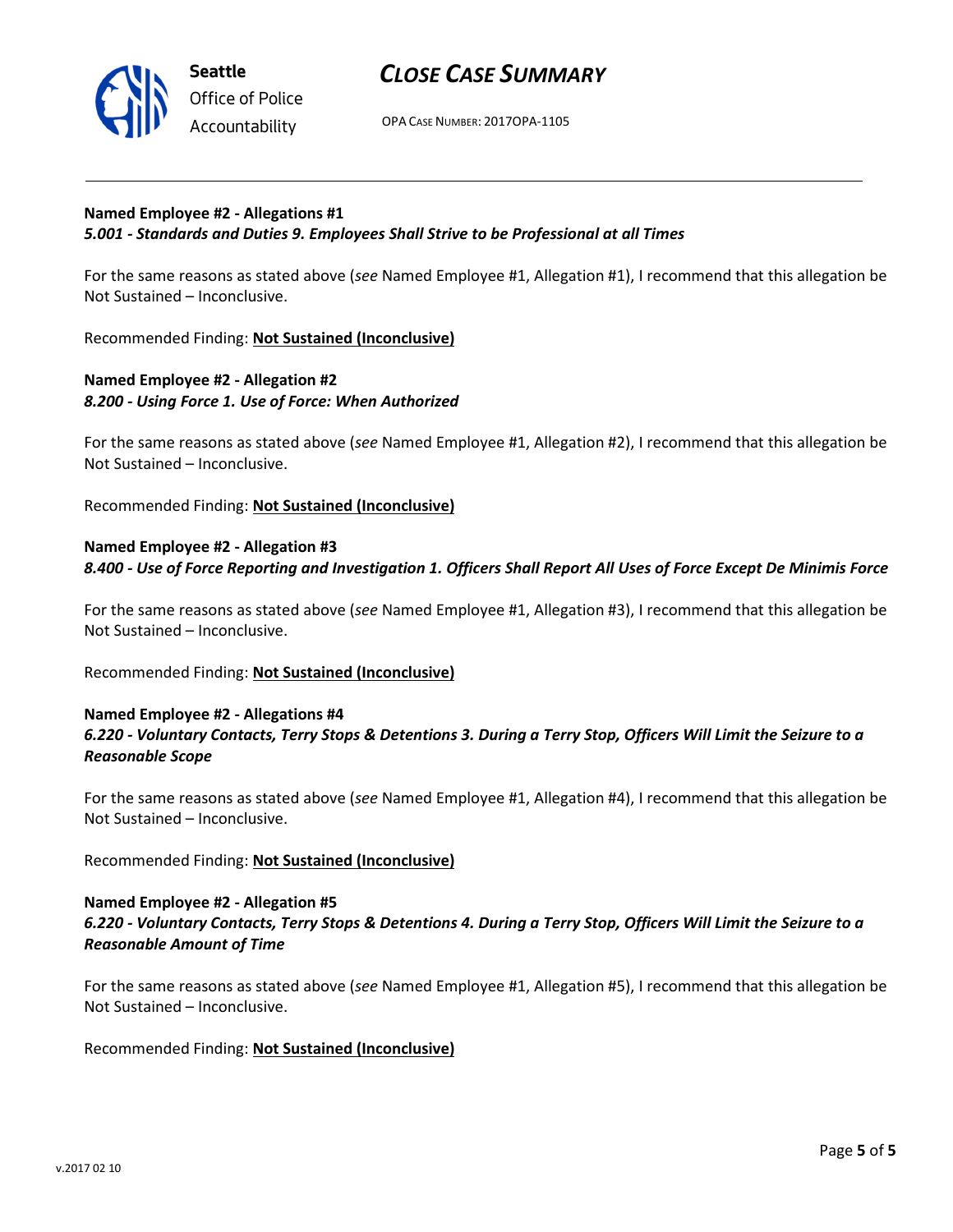**Named Employee #2 - Allegations #1**
***5.001 - Standards and Duties 9. Employees Shall Strive to be Professional at all Times***

For the same reasons as stated above (*see* Named Employee #1, Allegation #1), I recommend that this allegation be Not Sustained – Inconclusive.

Recommended Finding: **Not Sustained (Inconclusive)**

**Named Employee #2 - Allegation #2**
***8.200 - Using Force 1. Use of Force: When Authorized***

For the same reasons as stated above (*see* Named Employee #1, Allegation #2), I recommend that this allegation be Not Sustained – Inconclusive.

Recommended Finding: **Not Sustained (Inconclusive)**

**Named Employee #2 - Allegation #3**
***8.400 - Use of Force Reporting and Investigation 1. Officers Shall Report All Uses of Force Except De Minimis Force***

For the same reasons as stated above (*see* Named Employee #1, Allegation #3), I recommend that this allegation be Not Sustained – Inconclusive.

Recommended Finding: **Not Sustained (Inconclusive)**

**Named Employee #2 - Allegations #4**
***6.220 - Voluntary Contacts, Terry Stops & Detentions 3. During a Terry Stop, Officers Will Limit the Seizure to a Reasonable Scope***

For the same reasons as stated above (*see* Named Employee #1, Allegation #4), I recommend that this allegation be Not Sustained – Inconclusive.

Recommended Finding: **Not Sustained (Inconclusive)**

**Named Employee #2 - Allegation #5**
***6.220 - Voluntary Contacts, Terry Stops & Detentions 4. During a Terry Stop, Officers Will Limit the Seizure to a Reasonable Amount of Time***

For the same reasons as stated above (*see* Named Employee #1, Allegation #5), I recommend that this allegation be Not Sustained – Inconclusive.

Recommended Finding: **Not Sustained (Inconclusive)**